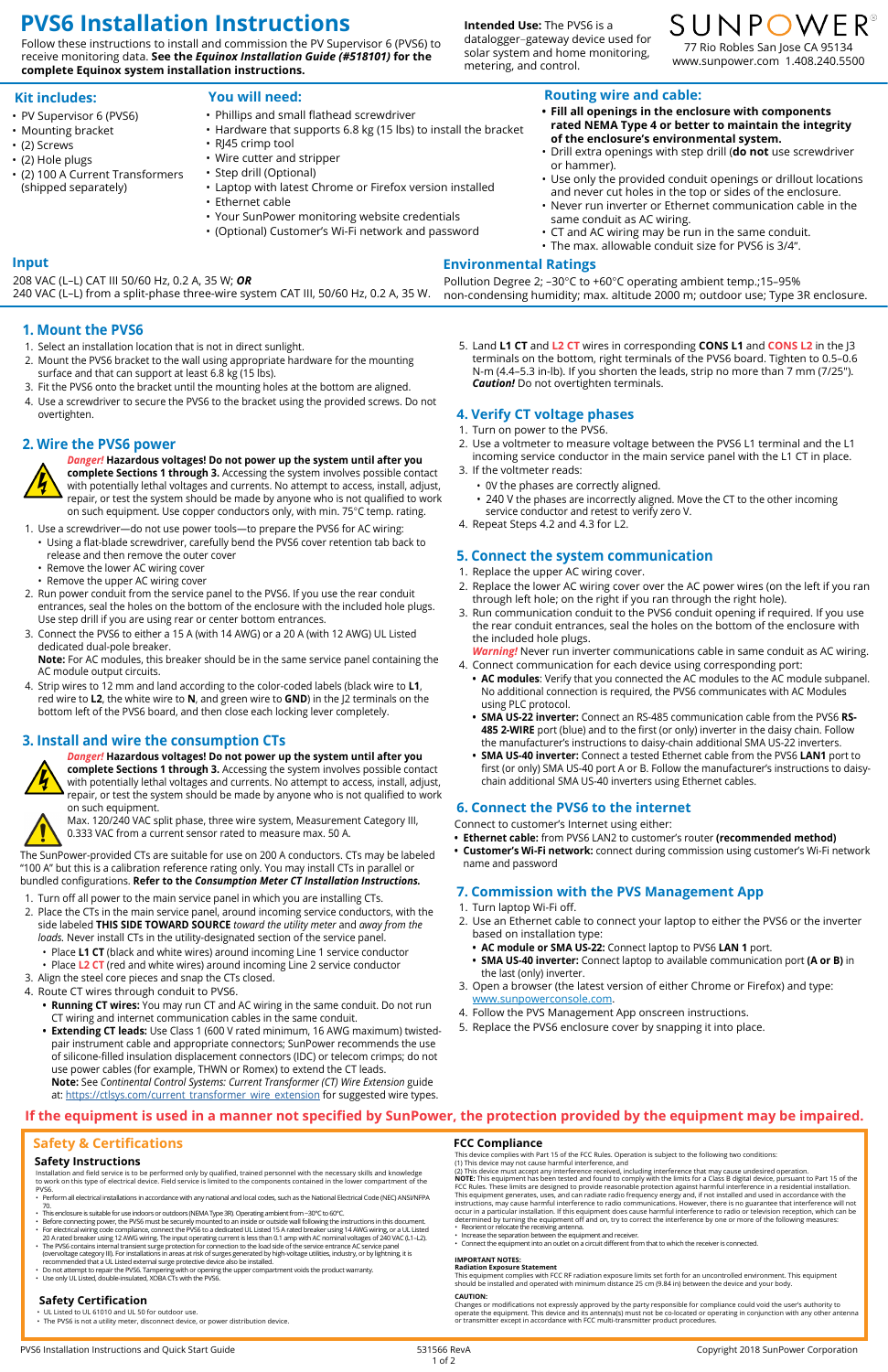# PVS6 Installation Instructions

Follow these instructions to install and commission the PV Supervisor 6 (PVS6) to receive monitoring data. **See the *Equinox Installation Guide (#518101)* for the complete Equinox system installation instructions.**

**Intended Use:** The PVS6 is a datalogger–gateway device used for solar system and home monitoring, metering, and control.

SUNPOWER
77 Rio Robles San Jose CA 95134
www.sunpower.com 1.408.240.5500

## Kit includes:

- PV Supervisor 6 (PVS6)
- Mounting bracket
- (2) Screws
- (2) Hole plugs
- (2) 100 A Current Transformers (shipped separately)

## You will need:

- Phillips and small flathead screwdriver
- Hardware that supports 6.8 kg (15 lbs) to install the bracket
- RJ45 crimp tool
- Wire cutter and stripper
- Step drill (Optional)
- Laptop with latest Chrome or Firefox version installed
- Ethernet cable
- Your SunPower monitoring website credentials
- (Optional) Customer's Wi-Fi network and password

## Routing wire and cable:

- **Fill all openings in the enclosure with components rated NEMA Type 4 or better to maintain the integrity of the enclosure's environmental system.**
- Drill extra openings with step drill (**do not** use screwdriver or hammer).
- Use only the provided conduit openings or drillout locations and never cut holes in the top or sides of the enclosure.
- Never run inverter or Ethernet communication cable in the same conduit as AC wiring.
- CT and AC wiring may be run in the same conduit.
- The max. allowable conduit size for PVS6 is 3/4".

## Input

208 VAC (L–L) CAT III 50/60 Hz, 0.2 A, 35 W; ***OR***
240 VAC (L–L) from a split-phase three-wire system CAT III, 50/60 Hz, 0.2 A, 35 W.

## Environmental Ratings

Pollution Degree 2; –30°C to +60°C operating ambient temp.;15–95% non-condensing humidity; max. altitude 2000 m; outdoor use; Type 3R enclosure.

## 1. Mount the PVS6

1. Select an installation location that is not in direct sunlight.
2. Mount the PVS6 bracket to the wall using appropriate hardware for the mounting surface and that can support at least 6.8 kg (15 lbs).
3. Fit the PVS6 onto the bracket until the mounting holes at the bottom are aligned.
4. Use a screwdriver to secure the PVS6 to the bracket using the provided screws. Do not overtighten.

## 2. Wire the PVS6 power

***Danger!* Hazardous voltages! Do not power up the system until after you complete Sections 1 through 3.** Accessing the system involves possible contact with potentially lethal voltages and currents. No attempt to access, install, adjust, repair, or test the system should be made by anyone who is not qualified to work on such equipment. Use copper conductors only, with min. 75°C temp. rating.

1. Use a screwdriver—do not use power tools—to prepare the PVS6 for AC wiring:
   - Using a flat-blade screwdriver, carefully bend the PVS6 cover retention tab back to release and then remove the outer cover
   - Remove the lower AC wiring cover
   - Remove the upper AC wiring cover
2. Run power conduit from the service panel to the PVS6. If you use the rear conduit entrances, seal the holes on the bottom of the enclosure with the included hole plugs. Use step drill if you are using rear or center bottom entrances.
3. Connect the PVS6 to either a 15 A (with 14 AWG) or a 20 A (with 12 AWG) UL Listed dedicated dual-pole breaker.
   **Note:** For AC modules, this breaker should be in the same service panel containing the AC module output circuits.
4. Strip wires to 12 mm and land according to the color-coded labels (black wire to **L1**, red wire to **L2**, the white wire to **N**, and green wire to **GND**) in the J2 terminals on the bottom left of the PVS6 board, and then close each locking lever completely.

## 3. Install and wire the consumption CTs

***Danger!* Hazardous voltages! Do not power up the system until after you complete Sections 1 through 3.** Accessing the system involves possible contact with potentially lethal voltages and currents. No attempt to access, install, adjust, repair, or test the system should be made by anyone who is not qualified to work on such equipment.

Max. 120/240 VAC split phase, three wire system, Measurement Category III, 0.333 VAC from a current sensor rated to measure max. 50 A.

The SunPower-provided CTs are suitable for use on 200 A conductors. CTs may be labeled "100 A" but this is a calibration reference rating only. You may install CTs in parallel or bundled configurations. **Refer to the *Consumption Meter CT Installation Instructions.***

1. Turn off all power to the main service panel in which you are installing CTs.
2. Place the CTs in the main service panel, around incoming service conductors, with the side labeled **THIS SIDE TOWARD SOURCE** *toward the utility meter* and *away from the loads.* Never install CTs in the utility-designated section of the service panel.
   - Place **L1 CT** (black and white wires) around incoming Line 1 service conductor
   - Place **L2 CT** (red and white wires) around incoming Line 2 service conductor
3. Align the steel core pieces and snap the CTs closed.
4. Route CT wires through conduit to PVS6.
   - **Running CT wires:** You may run CT and AC wiring in the same conduit. Do not run CT wiring and internet communication cables in the same conduit.
   - **Extending CT leads:** Use Class 1 (600 V rated minimum, 16 AWG maximum) twisted-pair instrument cable and appropriate connectors; SunPower recommends the use of silicone-filled insulation displacement connectors (IDC) or telecom crimps; do not use power cables (for example, THWN or Romex) to extend the CT leads.
     **Note:** See *Continental Control Systems: Current Transformer (CT) Wire Extension* guide at: https://ctlsys.com/current_transformer_wire_extension for suggested wire types.
5. Land **L1 CT** and **L2 CT** wires in corresponding **CONS L1** and **CONS L2** in the J3 terminals on the bottom, right terminals of the PVS6 board. Tighten to 0.5–0.6 N-m (4.4–5.3 in-lb). If you shorten the leads, strip no more than 7 mm (7/25"). ***Caution!*** Do not overtighten terminals.

## 4. Verify CT voltage phases

1. Turn on power to the PVS6.
2. Use a voltmeter to measure voltage between the PVS6 L1 terminal and the L1 incoming service conductor in the main service panel with the L1 CT in place.
3. If the voltmeter reads:
   - 0V the phases are correctly aligned.
   - 240 V the phases are incorrectly aligned. Move the CT to the other incoming service conductor and retest to verify zero V.
4. Repeat Steps 4.2 and 4.3 for L2.

## 5. Connect the system communication

1. Replace the upper AC wiring cover.
2. Replace the lower AC wiring cover over the AC power wires (on the left if you ran through the left hole; on the right if you ran through the right hole).
3. Run communication conduit to the PVS6 conduit opening if required. If you use the rear conduit entrances, seal the holes on the bottom of the enclosure with the included hole plugs.
   ***Warning!*** Never run inverter communications cable in same conduit as AC wiring.
4. Connect communication for each device using corresponding port:
   - **AC modules**: Verify that you connected the AC modules to the AC module subpanel. No additional connection is required, the PVS6 communicates with AC Modules using PLC protocol.
   - **SMA US-22 inverter:** Connect an RS-485 communication cable from the PVS6 **RS-485 2-WIRE** port (blue) and to the first (or only) inverter in the daisy chain. Follow the manufacturer's instructions to daisy-chain additional SMA US-22 inverters.
   - **SMA US-40 inverter:** Connect a tested Ethernet cable from the PVS6 **LAN1** port to first (or only) SMA US-40 port A or B. Follow the manufacturer's instructions to daisy-chain additional SMA US-40 inverters using Ethernet cables.

## 6. Connect the PVS6 to the internet

Connect to customer's Internet using either:

- **Ethernet cable:** from PVS6 LAN2 to customer's router **(recommended method)**
- **Customer's Wi-Fi network:** connect during commissioning using customer's Wi-Fi network name and password

## 7. Commission with the PVS Management App

1. Turn laptop Wi-Fi off.
2. Use an Ethernet cable to connect your laptop to either the PVS6 or the inverter based on installation type:
   - **AC module or SMA US-22:** Connect laptop to PVS6 **LAN 1** port.
   - **SMA US-40 inverter:** Connect laptop to available communication port **(A or B)** in the last (only) inverter.
3. Open a browser (the latest version of either Chrome or Firefox) and type: www.sunpowerconsole.com.
4. Follow the PVS Management App onscreen instructions.
5. Replace the PVS6 enclosure cover by snapping it into place.

**If the equipment is used in a manner not specified by SunPower, the protection provided by the equipment may be impaired.**

## Safety & Certifications

### Safety Instructions

Installation and field service is to be performed only by qualified, trained personnel with the necessary skills and knowledge to work on this type of electrical device. Field service is limited to the components contained in the lower compartment of the PVS6.

- Perform all electrical installations in accordance with any national and local codes, such as the National Electrical Code (NEC) ANSI/NFPA 70.
- This enclosure is suitable for use indoors or outdoors (NEMA Type 3R). Operating ambient from –30°C to 60°C.
- Before connecting power, the PVS6 must be securely mounted to an inside or outside wall following the instructions in this document.
- For electrical wiring code compliance, connect the PVS6 to a dedicated UL Listed 15 A rated breaker using 14 AWG wiring, or a UL Listed 20 A rated breaker using 12 AWG wiring. The input operating current is less than 0.1 amp with AC nominal voltages of 240 VAC (L1–L2).
- The PVS6 contains internal transient surge protection for connection to the load side of the service entrance AC service panel (overvoltage category III). For installations in areas at risk of surges generated by high-voltage utilities, industry, or by lightning, it is recommended that a UL Listed external surge protective device also be installed.
- Do not attempt to repair the PVS6. Tampering with or opening the upper compartment voids the product warranty.
- Use only UL Listed, double-insulated, XOBA CTs with the PVS6.

### Safety Certification

- UL Listed to UL 61010 and UL 50 for outdoor use.
- The PVS6 is not a utility meter, disconnect device, or power distribution device.

### FCC Compliance

This device complies with Part 15 of the FCC Rules. Operation is subject to the following two conditions:
(1) This device may not cause harmful interference, and
(2) This device must accept any interference received, including interference that may cause undesired operation.
**NOTE:** This equipment has been tested and found to comply with the limits for a Class B digital device, pursuant to Part 15 of the FCC Rules. These limits are designed to provide reasonable protection against harmful interference in a residential installation. This equipment generates, uses, and can radiate radio frequency energy and, if not installed and used in accordance with the instructions, may cause harmful interference to radio communications. However, there is no guarantee that interference will not occur in a particular installation. If this equipment does cause harmful interference to radio or television reception, which can be determined by turning the equipment off and on, try to correct the interference by one or more of the following measures:

- Reorient or relocate the receiving antenna.
- Increase the separation between the equipment and receiver.
- Connect the equipment into an outlet on a circuit different from that to which the receiver is connected.

**IMPORTANT NOTES:**
**Radiation Exposure Statement**
This equipment complies with FCC RF radiation exposure limits set forth for an uncontrolled environment. This equipment should be installed and operated with minimum distance 25 cm (9.84 in) between the device and your body.

**CAUTION:**
Changes or modifications not expressly approved by the party responsible for compliance could void the user's authority to operate the equipment. This device and its antenna(s) must not be co-located or operating in conjunction with any other antenna or transmitter except in accordance with FCC multi-transmitter product procedures.

PVS6 Installation Instructions and Quick Start Guide — 531566 RevA — Copyright 2018 SunPower Corporation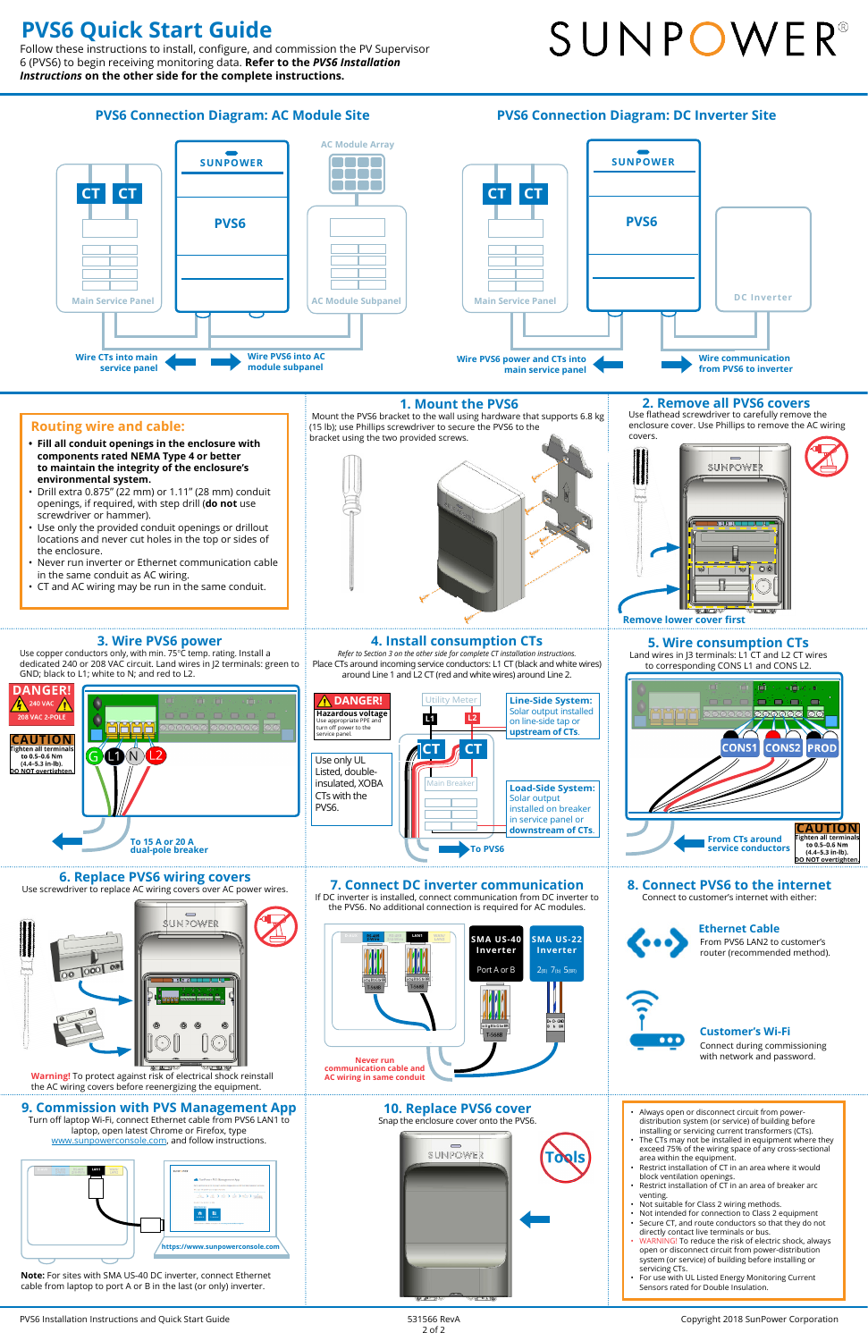# PVS6 Quick Start Guide

Follow these instructions to install, configure, and commission the PV Supervisor 6 (PVS6) to begin receiving monitoring data. **Refer to the *PVS6 Installation Instructions* on the other side for the complete instructions.**

SUNPOWER®

## PVS6 Connection Diagram: AC Module Site

CT CT

Main Service Panel

SUNPOWER

PVS6

AC Module Array

AC Module Subpanel

Wire CTs into main service panel

Wire PVS6 into AC module subpanel

## PVS6 Connection Diagram: DC Inverter Site

CT CT

Main Service Panel

SUNPOWER

PVS6

DC Inverter

Wire PVS6 power and CTs into main service panel

Wire communication from PVS6 to inverter

## Routing wire and cable:

- **Fill all conduit openings in the enclosure with components rated NEMA Type 4 or better to maintain the integrity of the enclosure's environmental system.**
- Drill extra 0.875" (22 mm) or 1.11" (28 mm) conduit openings, if required, with step drill (**do not** use screwdriver or hammer).
- Use only the provided conduit openings or drillout locations and never cut holes in the top or sides of the enclosure.
- Never run inverter or Ethernet communication cable in the same conduit as AC wiring.
- CT and AC wiring may be run in the same conduit.

## 1. Mount the PVS6

Mount the PVS6 bracket to the wall using hardware that supports 6.8 kg (15 lb); use Phillips screwdriver to secure the PVS6 to the bracket using the two provided screws.

## 2. Remove all PVS6 covers

Use flathead screwdriver to carefully remove the enclosure cover. Use Phillips to remove the AC wiring covers.

Remove lower cover first

## 3. Wire PVS6 power

Use copper conductors only, with min. 75°C temp. rating. Install a dedicated 240 or 208 VAC circuit. Land wires in J2 terminals: green to GND; black to L1; white to N; and red to L2.

**DANGER!** 240 VAC 208 VAC 2-POLE

**CAUTION** Tighten all terminals to 0.5–0.6 Nm (4.4–5.3 in-lb). DO NOT overtighten.

G L1 N L2

To 15 A or 20 A dual-pole breaker

## 4. Install consumption CTs

*Refer to Section 3 on the other side for complete CT installation instructions.*

Place CTs around incoming service conductors: L1 CT (black and white wires) around Line 1 and L2 CT (red and white wires) around Line 2.

**DANGER!** Hazardous voltage. Use appropriate PPE and turn off power to the service panel.

Use only UL Listed, double-insulated, XOBA CTs with the PVS6.

Utility Meter

L1 L2

CT CT

Main Breaker

**Line-Side System:** Solar output installed on line-side tap or **upstream** of CTs.

**Load-Side System:** Solar output installed on breaker in service panel or **downstream** of CTs.

To PVS6

## 5. Wire consumption CTs

Land wires in J3 terminals: L1 CT and L2 CT wires to corresponding CONS L1 and CONS L2.

CONS1 CONS2 PROD

From CTs around service conductors

**CAUTION** Tighten all terminals to 0.5–0.6 Nm (4.4–5.3 in-lb). DO NOT overtighten.

## 6. Replace PVS6 wiring covers

Use screwdriver to replace AC wiring covers over AC power wires.

**Warning!** To protect against risk of electrical shock reinstall the AC wiring covers before reenergizing the equipment.

## 7. Connect DC inverter communication

If DC inverter is installed, connect communication from DC inverter to the PVS6. No additional connection is required for AC modules.

SMA US-40 Inverter — Port A or B

SMA US-22 Inverter — 2(B) 7(A) 5(GND)

T-568B

Never run communication cable and AC wiring in same conduit

## 8. Connect PVS6 to the internet

Connect to customer's internet with either:

**Ethernet Cable**
From PVS6 LAN2 to customer's router (recommended method).

**Customer's Wi-Fi**
Connect during commissioning with network and password.

## 9. Commission with PVS Management App

Turn off laptop Wi-Fi, connect Ethernet cable from PVS6 LAN1 to laptop, open latest Chrome or Firefox, type www.sunpowerconsole.com, and follow instructions.

https://www.sunpowerconsole.com

**Note:** For sites with SMA US-40 DC inverter, connect Ethernet cable from laptop to port A or B in the last (or only) inverter.

## 10. Replace PVS6 cover

Snap the enclosure cover onto the PVS6.

Tools

- Always open or disconnect circuit from power-distribution system (or service) of building before installing or servicing current transformers (CTs).
- The CTs may not be installed in equipment where they exceed 75% of the wiring space of any cross-sectional area within the equipment.
- Restrict installation of CT in an area where it would block ventilation openings.
- Restrict installation of CT in an area of breaker arc venting.
- Not suitable for Class 2 wiring methods.
- Not intended for connection to Class 2 equipment
- Secure CT, and route conductors so that they do not directly contact live terminals or bus.
- WARNING! To reduce the risk of electric shock, always open or disconnect circuit from power-distribution system (or service) of building before installing or servicing CTs.
- For use with UL Listed Energy Monitoring Current Sensors rated for Double Insulation.

PVS6 Installation Instructions and Quick Start Guide — 531566 RevA — Copyright 2018 SunPower Corporation